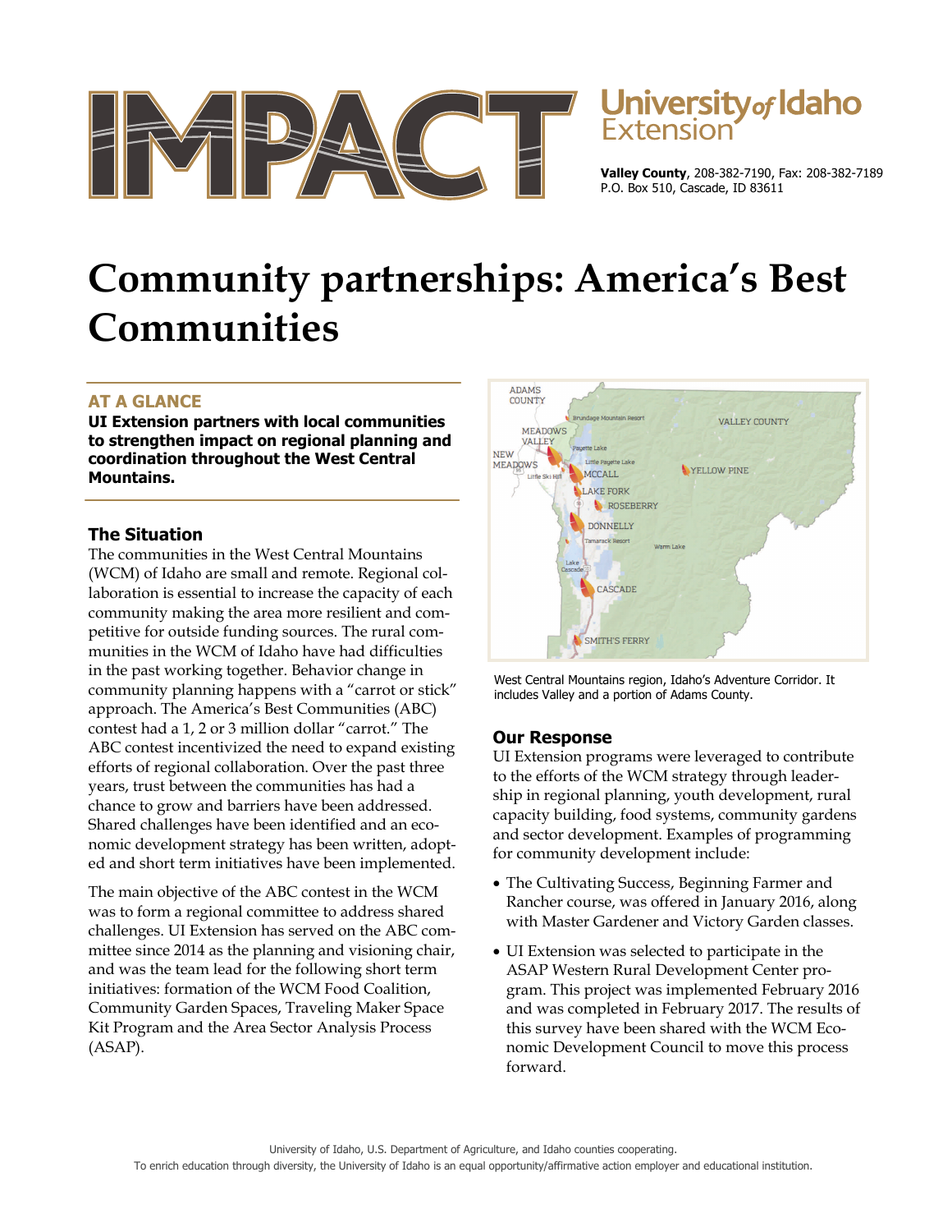# IMPACT

**University of Idaho Extension**

**Valley County**, 208-382-7190, Fax: 208-382-7189
P.O. Box 510, Cascade, ID 83611

# Community partnerships: America's Best Communities

## AT A GLANCE

**UI Extension partners with local communities to strengthen impact on regional planning and coordination throughout the West Central Mountains.**

## The Situation

The communities in the West Central Mountains (WCM) of Idaho are small and remote. Regional collaboration is essential to increase the capacity of each community making the area more resilient and competitive for outside funding sources. The rural communities in the WCM of Idaho have had difficulties in the past working together. Behavior change in community planning happens with a "carrot or stick" approach. The America's Best Communities (ABC) contest had a 1, 2 or 3 million dollar "carrot." The ABC contest incentivized the need to expand existing efforts of regional collaboration. Over the past three years, trust between the communities has had a chance to grow and barriers have been addressed. Shared challenges have been identified and an economic development strategy has been written, adopted and short term initiatives have been implemented.

The main objective of the ABC contest in the WCM was to form a regional committee to address shared challenges. UI Extension has served on the ABC committee since 2014 as the planning and visioning chair, and was the team lead for the following short term initiatives: formation of the WCM Food Coalition, Community Garden Spaces, Traveling Maker Space Kit Program and the Area Sector Analysis Process (ASAP).

West Central Mountains region, Idaho's Adventure Corridor. It includes Valley and a portion of Adams County.

## Our Response

UI Extension programs were leveraged to contribute to the efforts of the WCM strategy through leadership in regional planning, youth development, rural capacity building, food systems, community gardens and sector development. Examples of programming for community development include:

- The Cultivating Success, Beginning Farmer and Rancher course, was offered in January 2016, along with Master Gardener and Victory Garden classes.
- UI Extension was selected to participate in the ASAP Western Rural Development Center program. This project was implemented February 2016 and was completed in February 2017. The results of this survey have been shared with the WCM Economic Development Council to move this process forward.

University of Idaho, U.S. Department of Agriculture, and Idaho counties cooperating.
To enrich education through diversity, the University of Idaho is an equal opportunity/affirmative action employer and educational institution.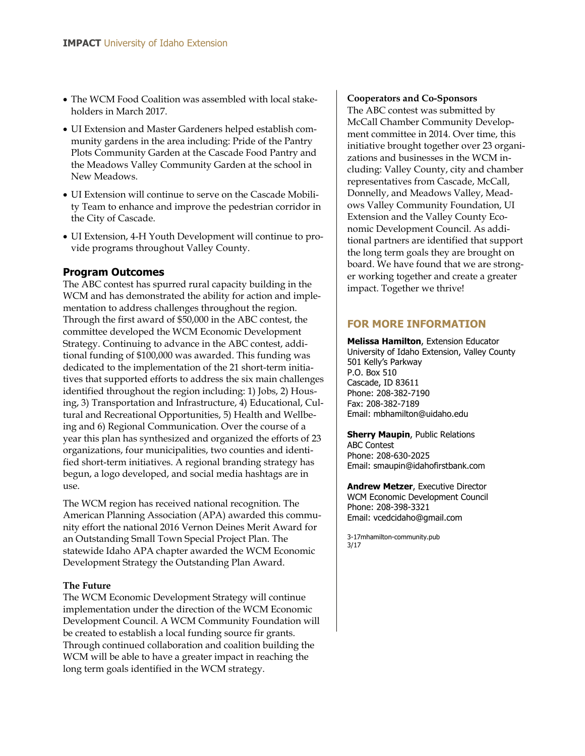- The WCM Food Coalition was assembled with local stakeholders in March 2017.
- UI Extension and Master Gardeners helped establish community gardens in the area including: Pride of the Pantry Plots Community Garden at the Cascade Food Pantry and the Meadows Valley Community Garden at the school in New Meadows.
- UI Extension will continue to serve on the Cascade Mobility Team to enhance and improve the pedestrian corridor in the City of Cascade.
- UI Extension, 4-H Youth Development will continue to provide programs throughout Valley County.

## Program Outcomes

The ABC contest has spurred rural capacity building in the WCM and has demonstrated the ability for action and implementation to address challenges throughout the region. Through the first award of $50,000 in the ABC contest, the committee developed the WCM Economic Development Strategy. Continuing to advance in the ABC contest, additional funding of $100,000 was awarded. This funding was dedicated to the implementation of the 21 short-term initiatives that supported efforts to address the six main challenges identified throughout the region including: 1) Jobs, 2) Housing, 3) Transportation and Infrastructure, 4) Educational, Cultural and Recreational Opportunities, 5) Health and Wellbeing and 6) Regional Communication. Over the course of a year this plan has synthesized and organized the efforts of 23 organizations, four municipalities, two counties and identified short-term initiatives. A regional branding strategy has begun, a logo developed, and social media hashtags are in use.

The WCM region has received national recognition. The American Planning Association (APA) awarded this community effort the national 2016 Vernon Deines Merit Award for an Outstanding Small Town Special Project Plan. The statewide Idaho APA chapter awarded the WCM Economic Development Strategy the Outstanding Plan Award.

### The Future

The WCM Economic Development Strategy will continue implementation under the direction of the WCM Economic Development Council. A WCM Community Foundation will be created to establish a local funding source fir grants. Through continued collaboration and coalition building the WCM will be able to have a greater impact in reaching the long term goals identified in the WCM strategy.

### Cooperators and Co-Sponsors

The ABC contest was submitted by McCall Chamber Community Development committee in 2014. Over time, this initiative brought together over 23 organizations and businesses in the WCM including: Valley County, city and chamber representatives from Cascade, McCall, Donnelly, and Meadows Valley, Meadows Valley Community Foundation, UI Extension and the Valley County Economic Development Council. As additional partners are identified that support the long term goals they are brought on board. We have found that we are stronger working together and create a greater impact. Together we thrive!

## FOR MORE INFORMATION

**Melissa Hamilton**, Extension Educator
University of Idaho Extension, Valley County
501 Kelly's Parkway
P.O. Box 510
Cascade, ID 83611
Phone: 208-382-7190
Fax: 208-382-7189
Email: mbhamilton@uidaho.edu

**Sherry Maupin**, Public Relations
ABC Contest
Phone: 208-630-2025
Email: smaupin@idahofirstbank.com

**Andrew Metzer**, Executive Director
WCM Economic Development Council
Phone: 208-398-3321
Email: vcedcidaho@gmail.com

3-17mhamilton-community.pub
3/17